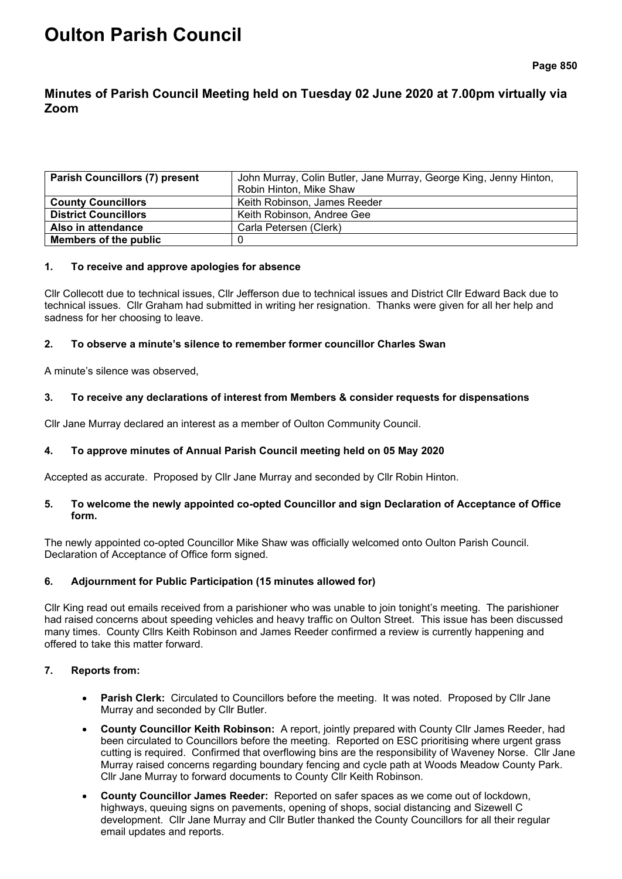# Oulton Parish Council

## Minutes of Parish Council Meeting held on Tuesday 02 June 2020 at 7.00pm virtually via Zoom

| **Parish Councillors (7) present** | John Murray, Colin Butler, Jane Murray, George King, Jenny Hinton, Robin Hinton, Mike Shaw |
|---|---|
| **County Councillors** | Keith Robinson, James Reeder |
| **District Councillors** | Keith Robinson, Andree Gee |
| **Also in attendance** | Carla Petersen (Clerk) |
| **Members of the public** | 0 |

### 1. To receive and approve apologies for absence

Cllr Collecott due to technical issues, Cllr Jefferson due to technical issues and District Cllr Edward Back due to technical issues. Cllr Graham had submitted in writing her resignation. Thanks were given for all her help and sadness for her choosing to leave.

### 2. To observe a minute's silence to remember former councillor Charles Swan

A minute's silence was observed,

### 3. To receive any declarations of interest from Members & consider requests for dispensations

Cllr Jane Murray declared an interest as a member of Oulton Community Council.

### 4. To approve minutes of Annual Parish Council meeting held on 05 May 2020

Accepted as accurate. Proposed by Cllr Jane Murray and seconded by Cllr Robin Hinton.

### 5. To welcome the newly appointed co-opted Councillor and sign Declaration of Acceptance of Office form.

The newly appointed co-opted Councillor Mike Shaw was officially welcomed onto Oulton Parish Council. Declaration of Acceptance of Office form signed.

### 6. Adjournment for Public Participation (15 minutes allowed for)

Cllr King read out emails received from a parishioner who was unable to join tonight's meeting. The parishioner had raised concerns about speeding vehicles and heavy traffic on Oulton Street. This issue has been discussed many times. County Cllrs Keith Robinson and James Reeder confirmed a review is currently happening and offered to take this matter forward.

### 7. Reports from:

- **Parish Clerk:** Circulated to Councillors before the meeting. It was noted. Proposed by Cllr Jane Murray and seconded by Cllr Butler.
- **County Councillor Keith Robinson:** A report, jointly prepared with County Cllr James Reeder, had been circulated to Councillors before the meeting. Reported on ESC prioritising where urgent grass cutting is required. Confirmed that overflowing bins are the responsibility of Waveney Norse. Cllr Jane Murray raised concerns regarding boundary fencing and cycle path at Woods Meadow County Park. Cllr Jane Murray to forward documents to County Cllr Keith Robinson.
- **County Councillor James Reeder:** Reported on safer spaces as we come out of lockdown, highways, queuing signs on pavements, opening of shops, social distancing and Sizewell C development. Cllr Jane Murray and Cllr Butler thanked the County Councillors for all their regular email updates and reports.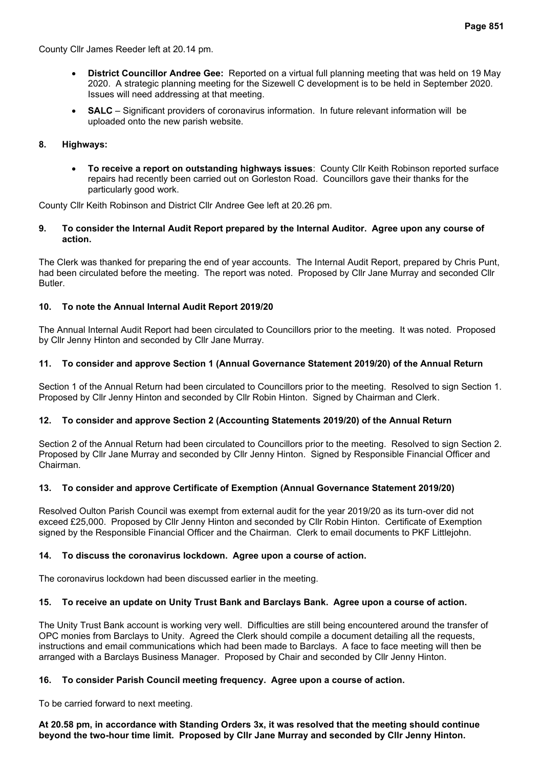County Cllr James Reeder left at 20.14 pm.

- **District Councillor Andree Gee:** Reported on a virtual full planning meeting that was held on 19 May 2020. A strategic planning meeting for the Sizewell C development is to be held in September 2020. Issues will need addressing at that meeting.
- **SALC** – Significant providers of coronavirus information. In future relevant information will be uploaded onto the new parish website.

**8. Highways:**

- **To receive a report on outstanding highways issues**: County Cllr Keith Robinson reported surface repairs had recently been carried out on Gorleston Road. Councillors gave their thanks for the particularly good work.

County Cllr Keith Robinson and District Cllr Andree Gee left at 20.26 pm.

**9. To consider the Internal Audit Report prepared by the Internal Auditor. Agree upon any course of action.**

The Clerk was thanked for preparing the end of year accounts. The Internal Audit Report, prepared by Chris Punt, had been circulated before the meeting. The report was noted. Proposed by Cllr Jane Murray and seconded Cllr Butler.

**10. To note the Annual Internal Audit Report 2019/20**

The Annual Internal Audit Report had been circulated to Councillors prior to the meeting. It was noted. Proposed by Cllr Jenny Hinton and seconded by Cllr Jane Murray.

**11. To consider and approve Section 1 (Annual Governance Statement 2019/20) of the Annual Return**

Section 1 of the Annual Return had been circulated to Councillors prior to the meeting. Resolved to sign Section 1. Proposed by Cllr Jenny Hinton and seconded by Cllr Robin Hinton. Signed by Chairman and Clerk.

**12. To consider and approve Section 2 (Accounting Statements 2019/20) of the Annual Return**

Section 2 of the Annual Return had been circulated to Councillors prior to the meeting. Resolved to sign Section 2. Proposed by Cllr Jane Murray and seconded by Cllr Jenny Hinton. Signed by Responsible Financial Officer and Chairman.

**13. To consider and approve Certificate of Exemption (Annual Governance Statement 2019/20)**

Resolved Oulton Parish Council was exempt from external audit for the year 2019/20 as its turn-over did not exceed £25,000. Proposed by Cllr Jenny Hinton and seconded by Cllr Robin Hinton. Certificate of Exemption signed by the Responsible Financial Officer and the Chairman. Clerk to email documents to PKF Littlejohn.

**14. To discuss the coronavirus lockdown. Agree upon a course of action.**

The coronavirus lockdown had been discussed earlier in the meeting.

**15. To receive an update on Unity Trust Bank and Barclays Bank. Agree upon a course of action.**

The Unity Trust Bank account is working very well. Difficulties are still being encountered around the transfer of OPC monies from Barclays to Unity. Agreed the Clerk should compile a document detailing all the requests, instructions and email communications which had been made to Barclays. A face to face meeting will then be arranged with a Barclays Business Manager. Proposed by Chair and seconded by Cllr Jenny Hinton.

**16. To consider Parish Council meeting frequency. Agree upon a course of action.**

To be carried forward to next meeting.

**At 20.58 pm, in accordance with Standing Orders 3x, it was resolved that the meeting should continue beyond the two-hour time limit. Proposed by Cllr Jane Murray and seconded by Cllr Jenny Hinton.**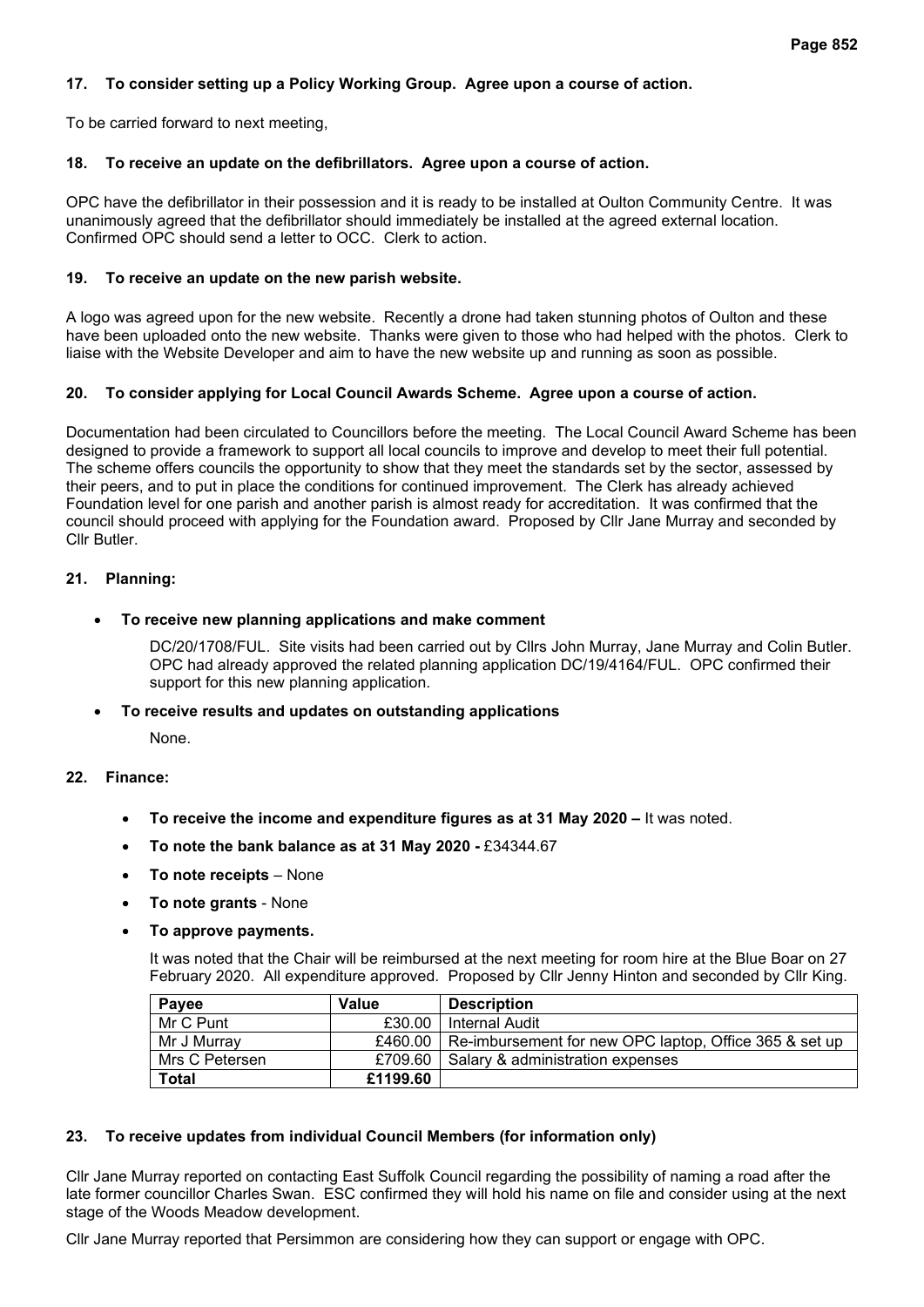**17. To consider setting up a Policy Working Group. Agree upon a course of action.**

To be carried forward to next meeting,

**18. To receive an update on the defibrillators. Agree upon a course of action.**

OPC have the defibrillator in their possession and it is ready to be installed at Oulton Community Centre. It was unanimously agreed that the defibrillator should immediately be installed at the agreed external location. Confirmed OPC should send a letter to OCC. Clerk to action.

**19. To receive an update on the new parish website.**

A logo was agreed upon for the new website. Recently a drone had taken stunning photos of Oulton and these have been uploaded onto the new website. Thanks were given to those who had helped with the photos. Clerk to liaise with the Website Developer and aim to have the new website up and running as soon as possible.

**20. To consider applying for Local Council Awards Scheme. Agree upon a course of action.**

Documentation had been circulated to Councillors before the meeting. The Local Council Award Scheme has been designed to provide a framework to support all local councils to improve and develop to meet their full potential. The scheme offers councils the opportunity to show that they meet the standards set by the sector, assessed by their peers, and to put in place the conditions for continued improvement. The Clerk has already achieved Foundation level for one parish and another parish is almost ready for accreditation. It was confirmed that the council should proceed with applying for the Foundation award. Proposed by Cllr Jane Murray and seconded by Cllr Butler.

**21. Planning:**

- **To receive new planning applications and make comment**

  DC/20/1708/FUL. Site visits had been carried out by Cllrs John Murray, Jane Murray and Colin Butler. OPC had already approved the related planning application DC/19/4164/FUL. OPC confirmed their support for this new planning application.

- **To receive results and updates on outstanding applications**

  None.

**22. Finance:**

- **To receive the income and expenditure figures as at 31 May 2020 –** It was noted.
- **To note the bank balance as at 31 May 2020 -** £34344.67
- **To note receipts** – None
- **To note grants** - None
- **To approve payments.**

  It was noted that the Chair will be reimbursed at the next meeting for room hire at the Blue Boar on 27 February 2020. All expenditure approved. Proposed by Cllr Jenny Hinton and seconded by Cllr King.

| Payee | Value | Description |
|---|---|---|
| Mr C Punt | £30.00 | Internal Audit |
| Mr J Murray | £460.00 | Re-imbursement for new OPC laptop, Office 365 & set up |
| Mrs C Petersen | £709.60 | Salary & administration expenses |
| **Total** | **£1199.60** | |

**23. To receive updates from individual Council Members (for information only)**

Cllr Jane Murray reported on contacting East Suffolk Council regarding the possibility of naming a road after the late former councillor Charles Swan. ESC confirmed they will hold his name on file and consider using at the next stage of the Woods Meadow development.

Cllr Jane Murray reported that Persimmon are considering how they can support or engage with OPC.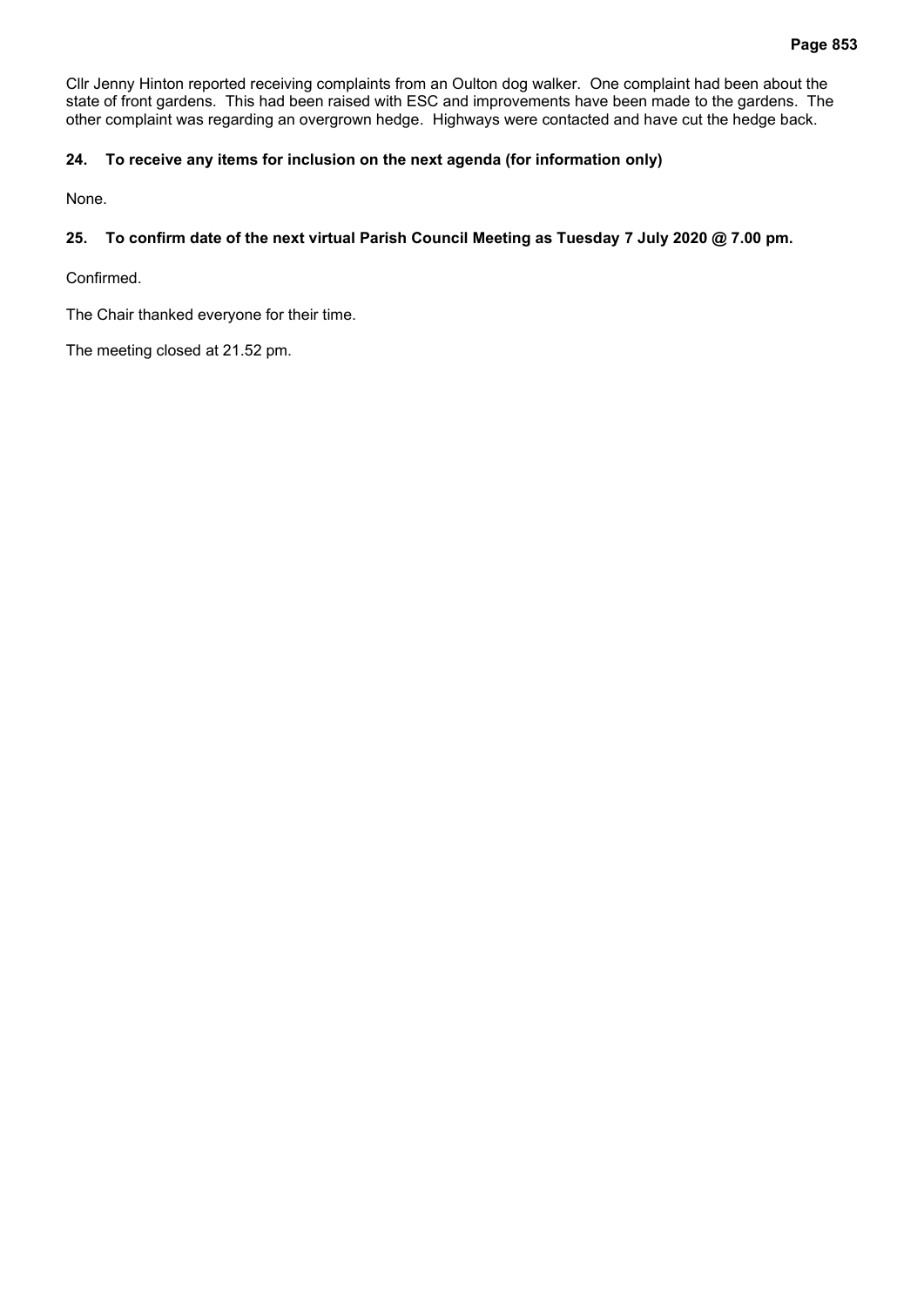Cllr Jenny Hinton reported receiving complaints from an Oulton dog walker. One complaint had been about the state of front gardens. This had been raised with ESC and improvements have been made to the gardens. The other complaint was regarding an overgrown hedge. Highways were contacted and have cut the hedge back.

### 24. To receive any items for inclusion on the next agenda (for information only)

None.

### 25. To confirm date of the next virtual Parish Council Meeting as Tuesday 7 July 2020 @ 7.00 pm.

Confirmed.

The Chair thanked everyone for their time.

The meeting closed at 21.52 pm.